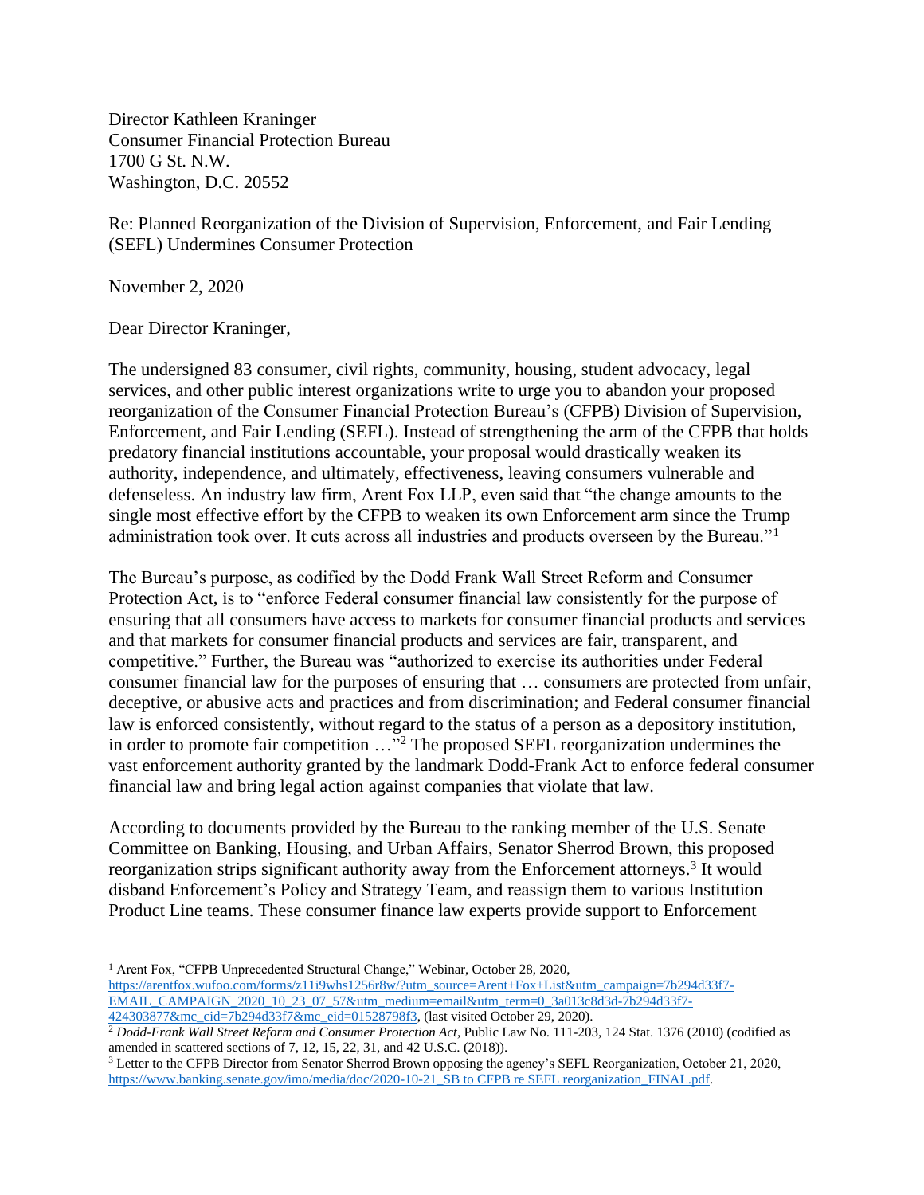Director Kathleen Kraninger
Consumer Financial Protection Bureau
1700 G St. N.W.
Washington, D.C. 20552

Re: Planned Reorganization of the Division of Supervision, Enforcement, and Fair Lending (SEFL) Undermines Consumer Protection

November 2, 2020

Dear Director Kraninger,

The undersigned 83 consumer, civil rights, community, housing, student advocacy, legal services, and other public interest organizations write to urge you to abandon your proposed reorganization of the Consumer Financial Protection Bureau's (CFPB) Division of Supervision, Enforcement, and Fair Lending (SEFL). Instead of strengthening the arm of the CFPB that holds predatory financial institutions accountable, your proposal would drastically weaken its authority, independence, and ultimately, effectiveness, leaving consumers vulnerable and defenseless. An industry law firm, Arent Fox LLP, even said that "the change amounts to the single most effective effort by the CFPB to weaken its own Enforcement arm since the Trump administration took over. It cuts across all industries and products overseen by the Bureau."[1]

The Bureau's purpose, as codified by the Dodd Frank Wall Street Reform and Consumer Protection Act, is to "enforce Federal consumer financial law consistently for the purpose of ensuring that all consumers have access to markets for consumer financial products and services and that markets for consumer financial products and services are fair, transparent, and competitive." Further, the Bureau was "authorized to exercise its authorities under Federal consumer financial law for the purposes of ensuring that … consumers are protected from unfair, deceptive, or abusive acts and practices and from discrimination; and Federal consumer financial law is enforced consistently, without regard to the status of a person as a depository institution, in order to promote fair competition …"[2] The proposed SEFL reorganization undermines the vast enforcement authority granted by the landmark Dodd-Frank Act to enforce federal consumer financial law and bring legal action against companies that violate that law.

According to documents provided by the Bureau to the ranking member of the U.S. Senate Committee on Banking, Housing, and Urban Affairs, Senator Sherrod Brown, this proposed reorganization strips significant authority away from the Enforcement attorneys.[3] It would disband Enforcement's Policy and Strategy Team, and reassign them to various Institution Product Line teams. These consumer finance law experts provide support to Enforcement

---

[1] Arent Fox, "CFPB Unprecedented Structural Change," Webinar, October 28, 2020, https://arentfox.wufoo.com/forms/z11i9whs1256r8w/?utm_source=Arent+Fox+List&utm_campaign=7b294d33f7-EMAIL_CAMPAIGN_2020_10_23_07_57&utm_medium=email&utm_term=0_3a013c8d3d-7b294d33f7-424303877&mc_cid=7b294d33f7&mc_eid=01528798f3, (last visited October 29, 2020).

[2] *Dodd-Frank Wall Street Reform and Consumer Protection Act*, Public Law No. 111-203, 124 Stat. 1376 (2010) (codified as amended in scattered sections of 7, 12, 15, 22, 31, and 42 U.S.C. (2018)).

[3] Letter to the CFPB Director from Senator Sherrod Brown opposing the agency's SEFL Reorganization, October 21, 2020, https://www.banking.senate.gov/imo/media/doc/2020-10-21_SB to CFPB re SEFL reorganization_FINAL.pdf.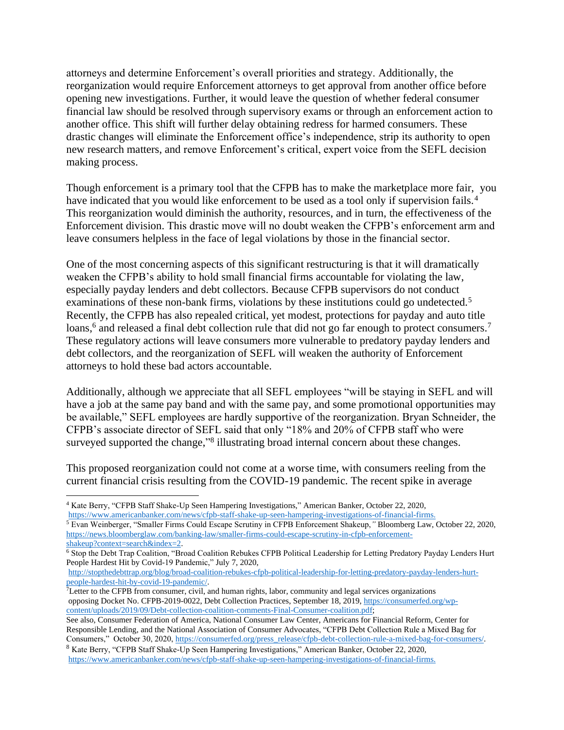attorneys and determine Enforcement's overall priorities and strategy. Additionally, the reorganization would require Enforcement attorneys to get approval from another office before opening new investigations. Further, it would leave the question of whether federal consumer financial law should be resolved through supervisory exams or through an enforcement action to another office. This shift will further delay obtaining redress for harmed consumers. These drastic changes will eliminate the Enforcement office's independence, strip its authority to open new research matters, and remove Enforcement's critical, expert voice from the SEFL decision making process.

Though enforcement is a primary tool that the CFPB has to make the marketplace more fair, you have indicated that you would like enforcement to be used as a tool only if supervision fails.[4] This reorganization would diminish the authority, resources, and in turn, the effectiveness of the Enforcement division. This drastic move will no doubt weaken the CFPB's enforcement arm and leave consumers helpless in the face of legal violations by those in the financial sector.

One of the most concerning aspects of this significant restructuring is that it will dramatically weaken the CFPB's ability to hold small financial firms accountable for violating the law, especially payday lenders and debt collectors. Because CFPB supervisors do not conduct examinations of these non-bank firms, violations by these institutions could go undetected.[5] Recently, the CFPB has also repealed critical, yet modest, protections for payday and auto title loans,[6] and released a final debt collection rule that did not go far enough to protect consumers.[7] These regulatory actions will leave consumers more vulnerable to predatory payday lenders and debt collectors, and the reorganization of SEFL will weaken the authority of Enforcement attorneys to hold these bad actors accountable.

Additionally, although we appreciate that all SEFL employees "will be staying in SEFL and will have a job at the same pay band and with the same pay, and some promotional opportunities may be available," SEFL employees are hardly supportive of the reorganization. Bryan Schneider, the CFPB's associate director of SEFL said that only "18% and 20% of CFPB staff who were surveyed supported the change,"[8] illustrating broad internal concern about these changes.

This proposed reorganization could not come at a worse time, with consumers reeling from the current financial crisis resulting from the COVID-19 pandemic. The recent spike in average

---

[4] Kate Berry, "CFPB Staff Shake-Up Seen Hampering Investigations," American Banker, October 22, 2020, https://www.americanbanker.com/news/cfpb-staff-shake-up-seen-hampering-investigations-of-financial-firms.

[5] Evan Weinberger, "Smaller Firms Could Escape Scrutiny in CFPB Enforcement Shakeup," Bloomberg Law, October 22, 2020, https://news.bloomberglaw.com/banking-law/smaller-firms-could-escape-scrutiny-in-cfpb-enforcement-shakeup?context=search&index=2.

[6] Stop the Debt Trap Coalition, "Broad Coalition Rebukes CFPB Political Leadership for Letting Predatory Payday Lenders Hurt People Hardest Hit by Covid-19 Pandemic," July 7, 2020, http://stopthedebttrap.org/blog/broad-coalition-rebukes-cfpb-political-leadership-for-letting-predatory-payday-lenders-hurt-people-hardest-hit-by-covid-19-pandemic/.

[7] Letter to the CFPB from consumer, civil, and human rights, labor, community and legal services organizations opposing Docket No. CFPB-2019-0022, Debt Collection Practices, September 18, 2019, https://consumerfed.org/wp-content/uploads/2019/09/Debt-collection-coalition-comments-Final-Consumer-coalition.pdf;
See also, Consumer Federation of America, National Consumer Law Center, Americans for Financial Reform, Center for Responsible Lending, and the National Association of Consumer Advocates, "CFPB Debt Collection Rule a Mixed Bag for Consumers," October 30, 2020, https://consumerfed.org/press_release/cfpb-debt-collection-rule-a-mixed-bag-for-consumers/.

[8] Kate Berry, "CFPB Staff Shake-Up Seen Hampering Investigations," American Banker, October 22, 2020, https://www.americanbanker.com/news/cfpb-staff-shake-up-seen-hampering-investigations-of-financial-firms.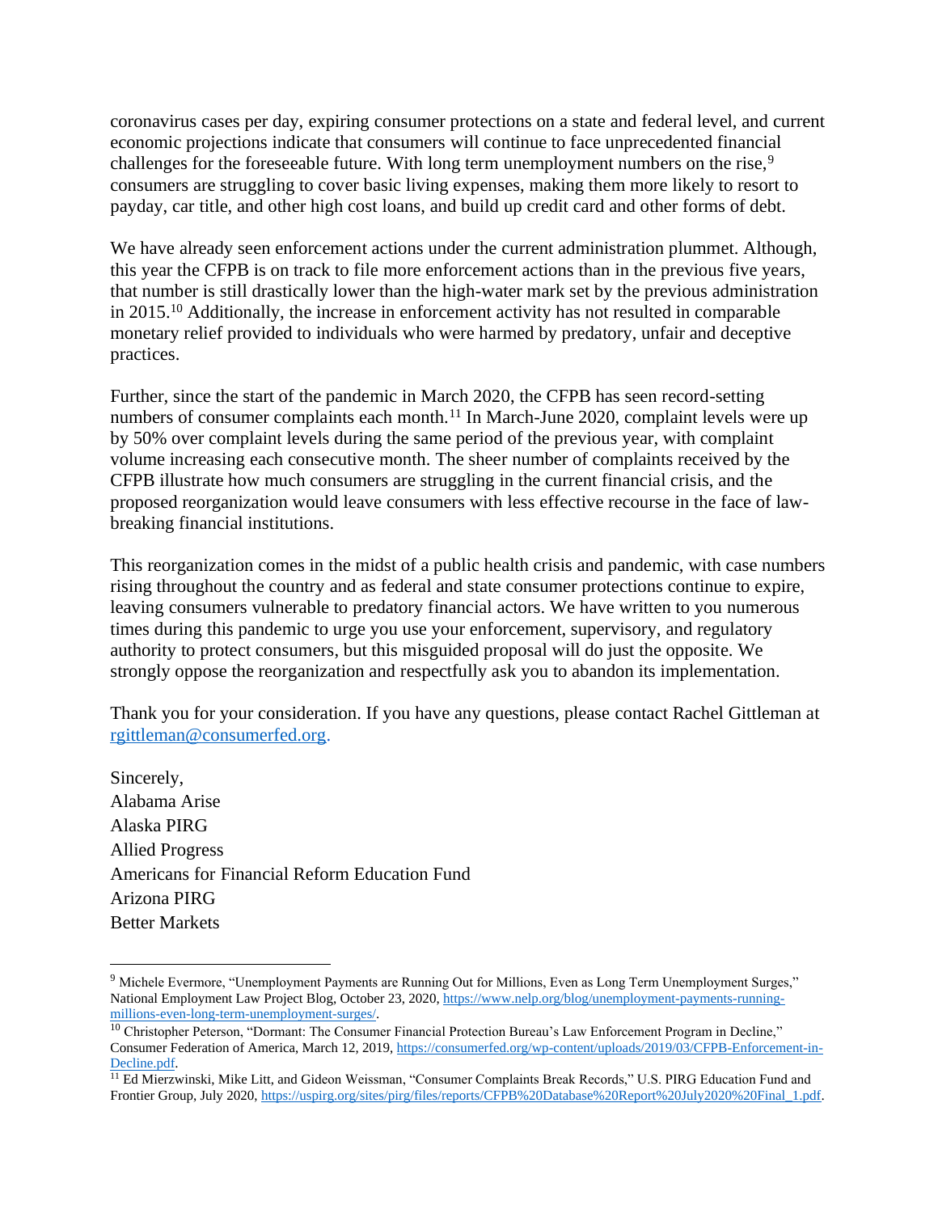coronavirus cases per day, expiring consumer protections on a state and federal level, and current economic projections indicate that consumers will continue to face unprecedented financial challenges for the foreseeable future. With long term unemployment numbers on the rise,[9] consumers are struggling to cover basic living expenses, making them more likely to resort to payday, car title, and other high cost loans, and build up credit card and other forms of debt.

We have already seen enforcement actions under the current administration plummet. Although, this year the CFPB is on track to file more enforcement actions than in the previous five years, that number is still drastically lower than the high-water mark set by the previous administration in 2015.[10] Additionally, the increase in enforcement activity has not resulted in comparable monetary relief provided to individuals who were harmed by predatory, unfair and deceptive practices.

Further, since the start of the pandemic in March 2020, the CFPB has seen record-setting numbers of consumer complaints each month.[11] In March-June 2020, complaint levels were up by 50% over complaint levels during the same period of the previous year, with complaint volume increasing each consecutive month. The sheer number of complaints received by the CFPB illustrate how much consumers are struggling in the current financial crisis, and the proposed reorganization would leave consumers with less effective recourse in the face of law-breaking financial institutions.

This reorganization comes in the midst of a public health crisis and pandemic, with case numbers rising throughout the country and as federal and state consumer protections continue to expire, leaving consumers vulnerable to predatory financial actors. We have written to you numerous times during this pandemic to urge you use your enforcement, supervisory, and regulatory authority to protect consumers, but this misguided proposal will do just the opposite. We strongly oppose the reorganization and respectfully ask you to abandon its implementation.

Thank you for your consideration. If you have any questions, please contact Rachel Gittleman at rgittleman@consumerfed.org.

Sincerely,
Alabama Arise
Alaska PIRG
Allied Progress
Americans for Financial Reform Education Fund
Arizona PIRG
Better Markets

---

[9] Michele Evermore, "Unemployment Payments are Running Out for Millions, Even as Long Term Unemployment Surges," National Employment Law Project Blog, October 23, 2020, https://www.nelp.org/blog/unemployment-payments-running-millions-even-long-term-unemployment-surges/.

[10] Christopher Peterson, "Dormant: The Consumer Financial Protection Bureau's Law Enforcement Program in Decline," Consumer Federation of America, March 12, 2019, https://consumerfed.org/wp-content/uploads/2019/03/CFPB-Enforcement-in-Decline.pdf.

[11] Ed Mierzwinski, Mike Litt, and Gideon Weissman, "Consumer Complaints Break Records," U.S. PIRG Education Fund and Frontier Group, July 2020, https://uspirg.org/sites/pirg/files/reports/CFPB%20Database%20Report%20July2020%20Final_1.pdf.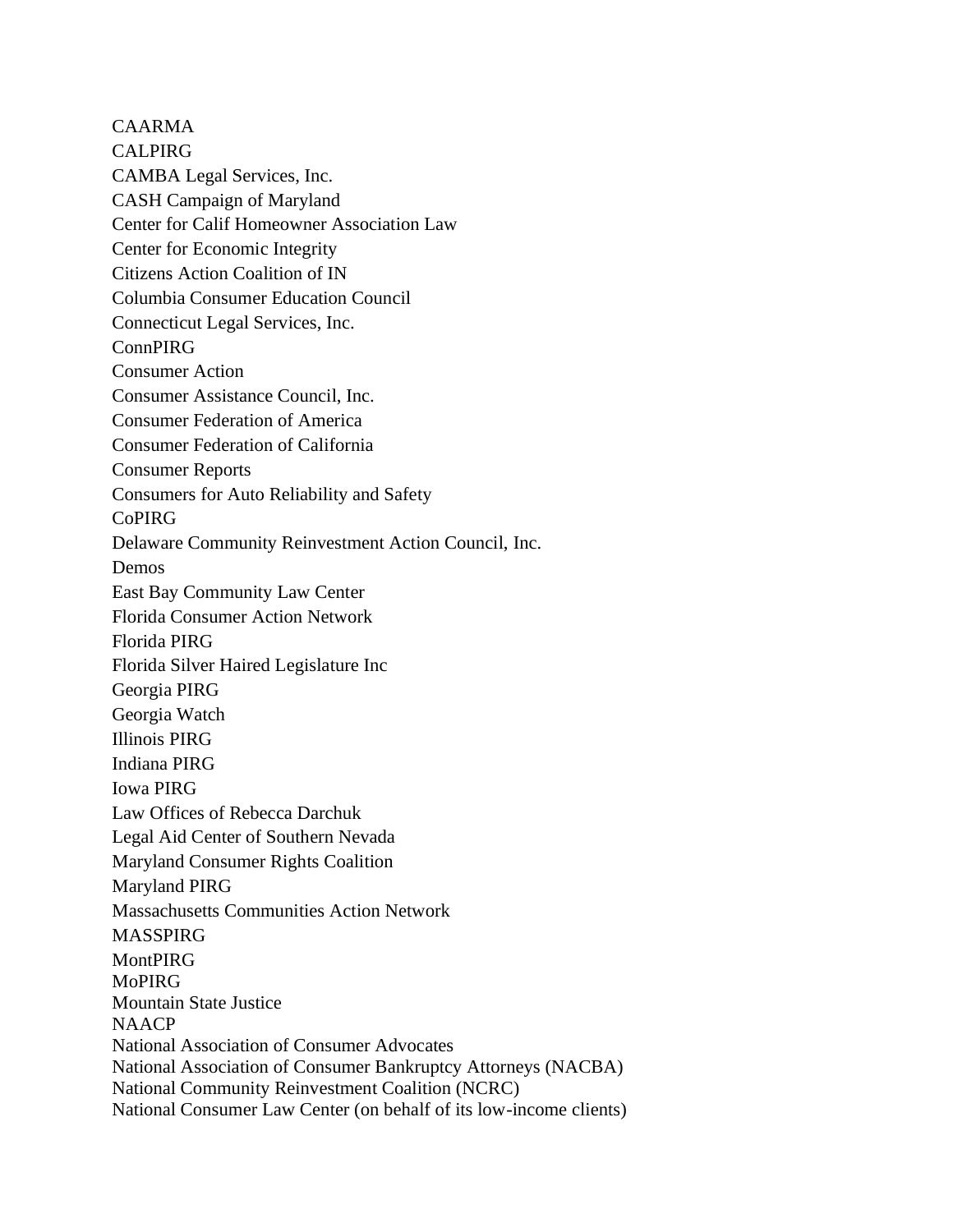CAARMA
CALPIRG
CAMBA Legal Services, Inc.
CASH Campaign of Maryland
Center for Calif Homeowner Association Law
Center for Economic Integrity
Citizens Action Coalition of IN
Columbia Consumer Education Council
Connecticut Legal Services, Inc.
ConnPIRG
Consumer Action
Consumer Assistance Council, Inc.
Consumer Federation of America
Consumer Federation of California
Consumer Reports
Consumers for Auto Reliability and Safety
CoPIRG
Delaware Community Reinvestment Action Council, Inc.
Demos
East Bay Community Law Center
Florida Consumer Action Network
Florida PIRG
Florida Silver Haired Legislature Inc
Georgia PIRG
Georgia Watch
Illinois PIRG
Indiana PIRG
Iowa PIRG
Law Offices of Rebecca Darchuk
Legal Aid Center of Southern Nevada
Maryland Consumer Rights Coalition
Maryland PIRG
Massachusetts Communities Action Network
MASSPIRG
MontPIRG
MoPIRG
Mountain State Justice
NAACP
National Association of Consumer Advocates
National Association of Consumer Bankruptcy Attorneys (NACBA)
National Community Reinvestment Coalition (NCRC)
National Consumer Law Center (on behalf of its low-income clients)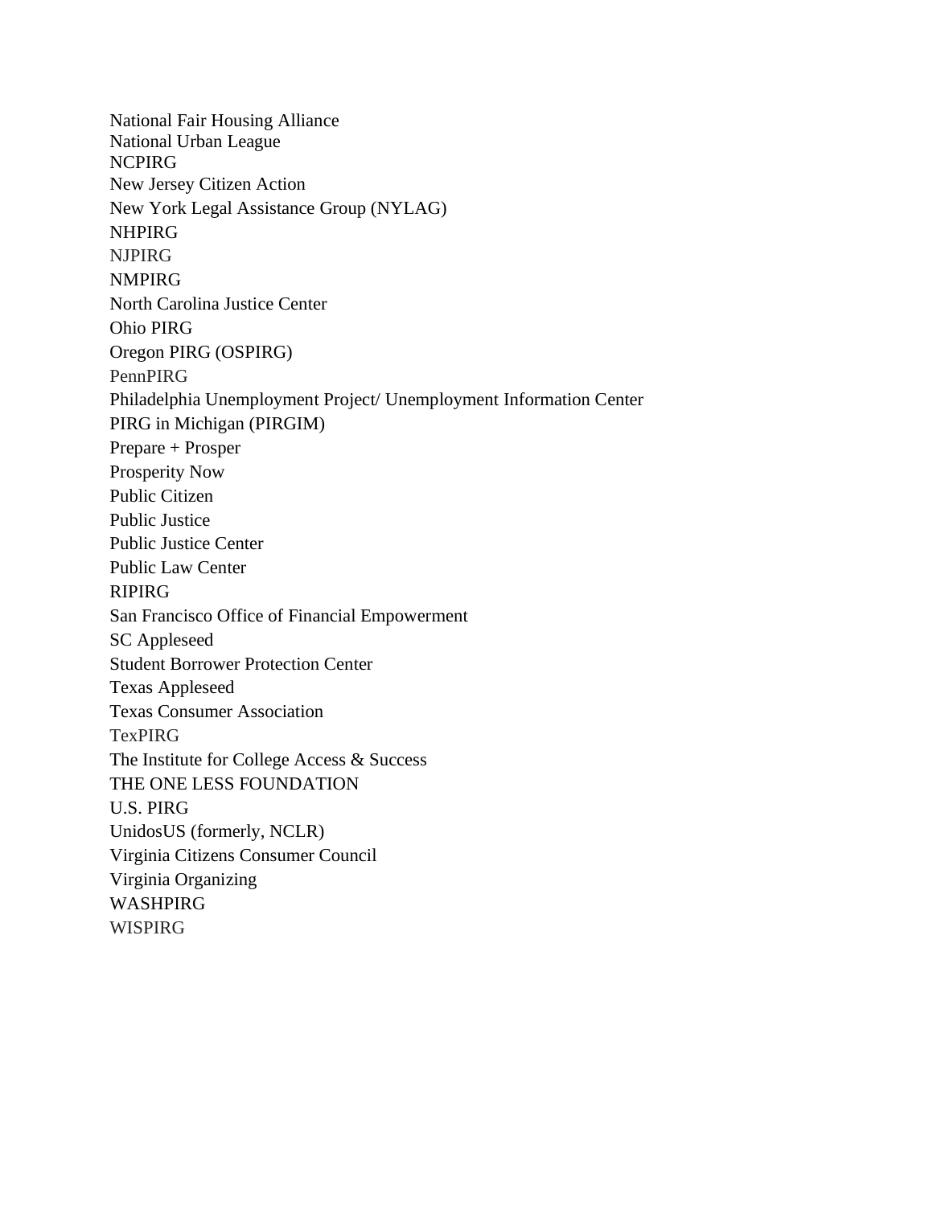National Fair Housing Alliance
National Urban League
NCPIRG
New Jersey Citizen Action
New York Legal Assistance Group (NYLAG)
NHPIRG
NJPIRG
NMPIRG
North Carolina Justice Center
Ohio PIRG
Oregon PIRG (OSPIRG)
PennPIRG
Philadelphia Unemployment Project/ Unemployment Information Center
PIRG in Michigan (PIRGIM)
Prepare + Prosper
Prosperity Now
Public Citizen
Public Justice
Public Justice Center
Public Law Center
RIPIRG
San Francisco Office of Financial Empowerment
SC Appleseed
Student Borrower Protection Center
Texas Appleseed
Texas Consumer Association
TexPIRG
The Institute for College Access & Success
THE ONE LESS FOUNDATION
U.S. PIRG
UnidosUS (formerly, NCLR)
Virginia Citizens Consumer Council
Virginia Organizing
WASHPIRG
WISPIRG